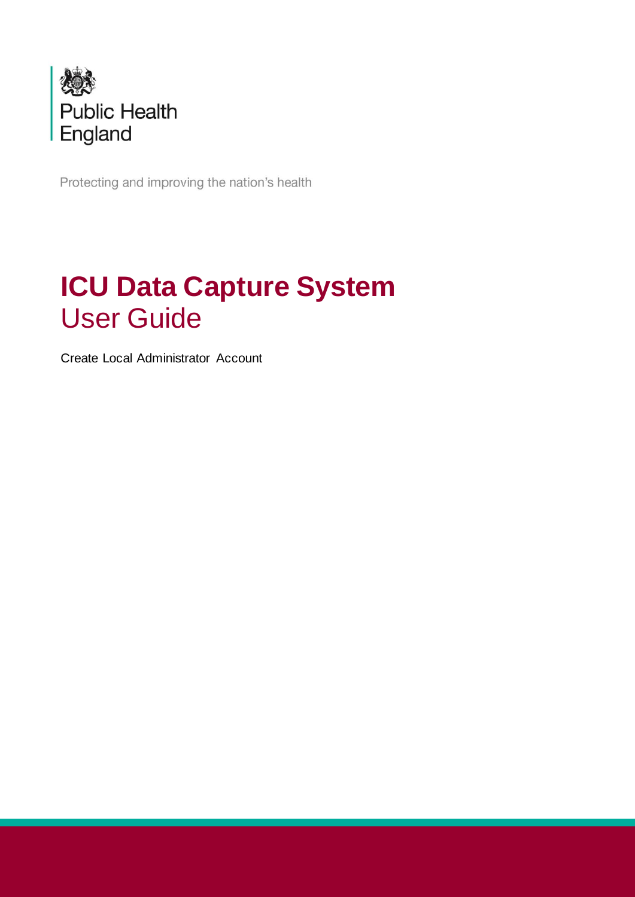Public Health England

Protecting and improving the nation's health

# ICU Data Capture System

## User Guide

Create Local Administrator Account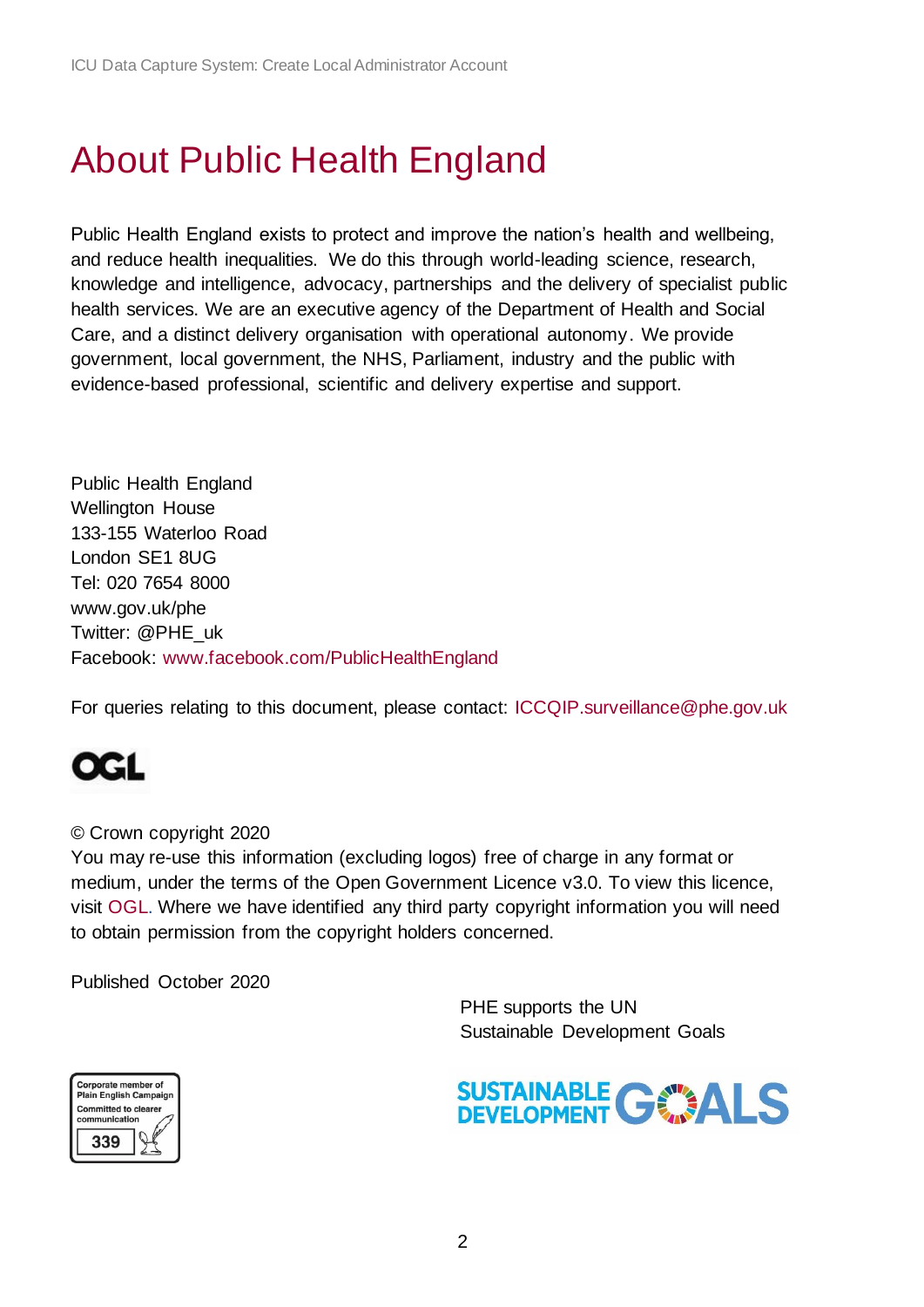# About Public Health England

Public Health England exists to protect and improve the nation's health and wellbeing, and reduce health inequalities. We do this through world-leading science, research, knowledge and intelligence, advocacy, partnerships and the delivery of specialist public health services. We are an executive agency of the Department of Health and Social Care, and a distinct delivery organisation with operational autonomy. We provide government, local government, the NHS, Parliament, industry and the public with evidence-based professional, scientific and delivery expertise and support.

Public Health England
Wellington House
133-155 Waterloo Road
London SE1 8UG
Tel: 020 7654 8000
www.gov.uk/phe
Twitter: @PHE_uk
Facebook: www.facebook.com/PublicHealthEngland

For queries relating to this document, please contact: ICCQIP.surveillance@phe.gov.uk

© Crown copyright 2020
You may re-use this information (excluding logos) free of charge in any format or medium, under the terms of the Open Government Licence v3.0. To view this licence, visit OGL. Where we have identified any third party copyright information you will need to obtain permission from the copyright holders concerned.

Published October 2020

PHE supports the UN Sustainable Development Goals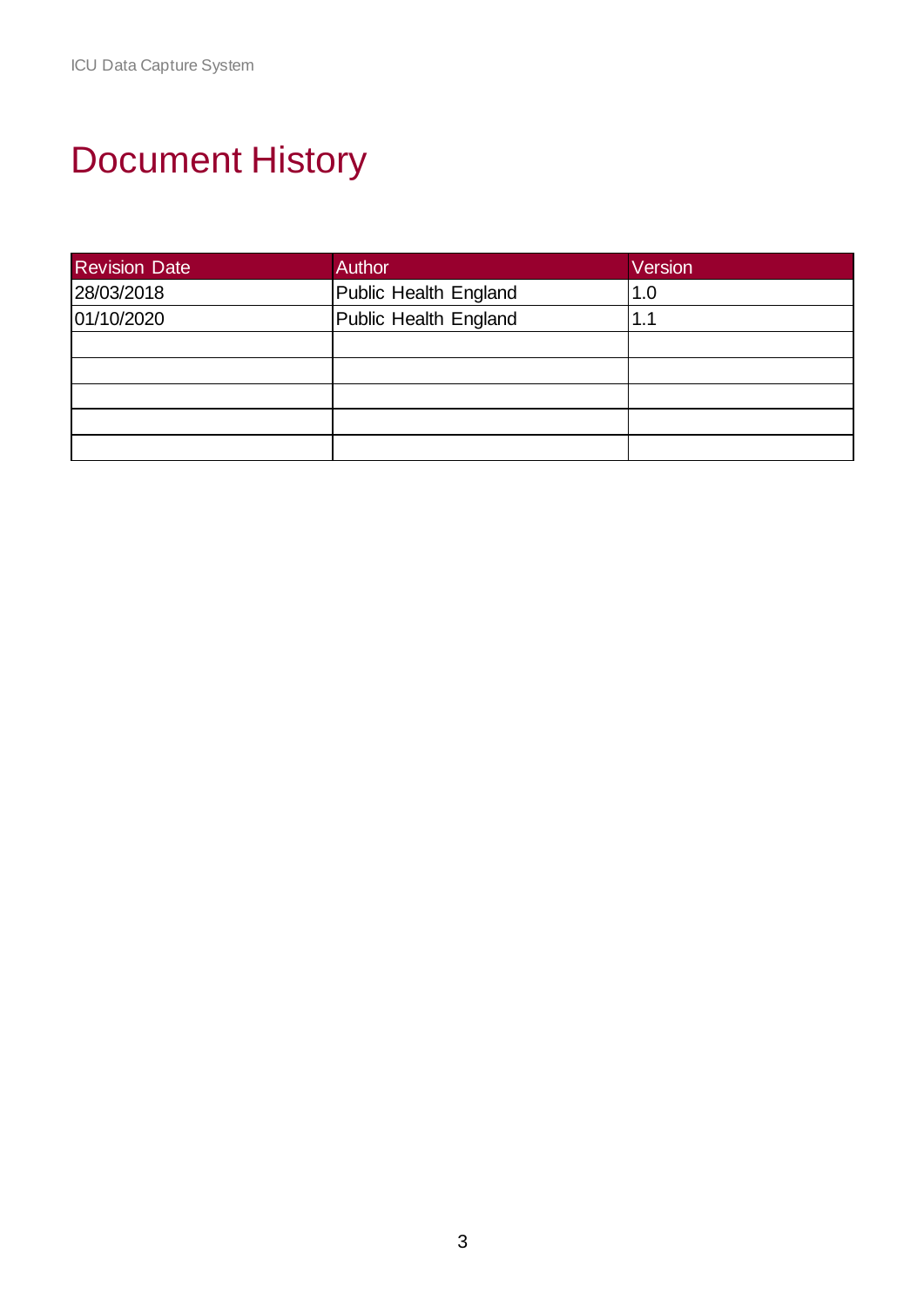# Document History

| Revision Date | Author | Version |
| --- | --- | --- |
| 28/03/2018 | Public Health England | 1.0 |
| 01/10/2020 | Public Health England | 1.1 |
| | | |
| | | |
| | | |
| | | |
| | | |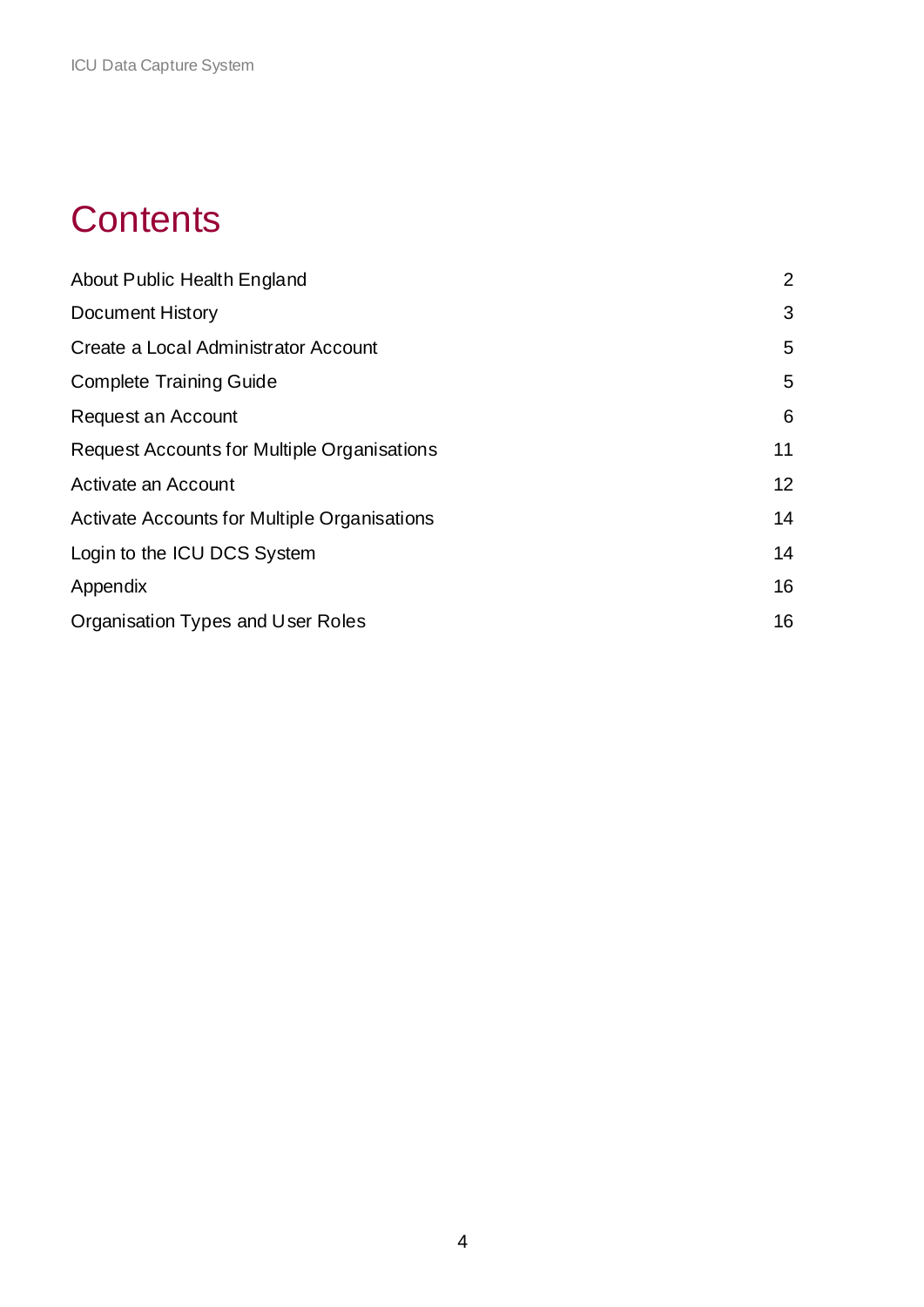# Contents

| | |
|---|---|
| About Public Health England | 2 |
| Document History | 3 |
| Create a Local Administrator Account | 5 |
| Complete Training Guide | 5 |
| Request an Account | 6 |
| Request Accounts for Multiple Organisations | 11 |
| Activate an Account | 12 |
| Activate Accounts for Multiple Organisations | 14 |
| Login to the ICU DCS System | 14 |
| Appendix | 16 |
| Organisation Types and User Roles | 16 |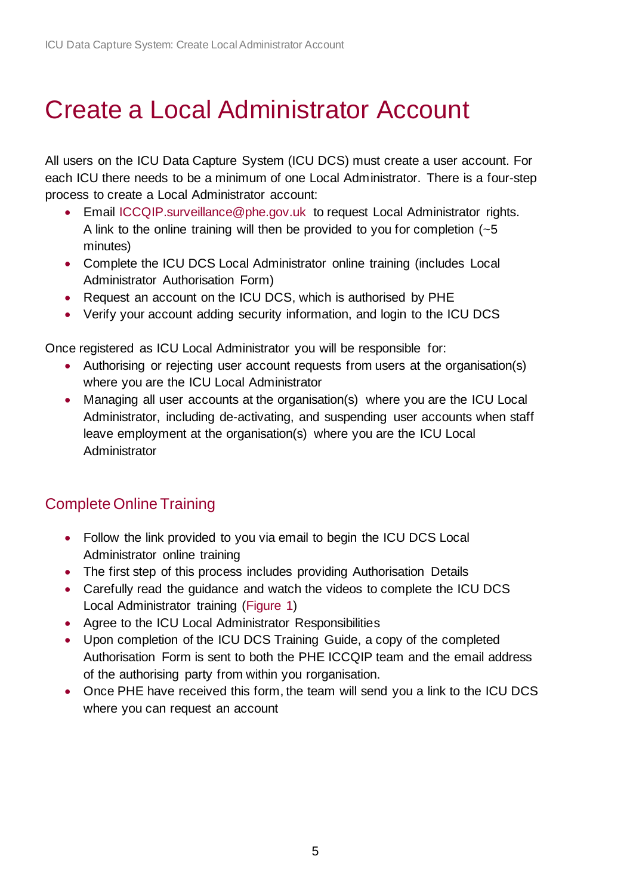# Create a Local Administrator Account

All users on the ICU Data Capture System (ICU DCS) must create a user account. For each ICU there needs to be a minimum of one Local Administrator. There is a four-step process to create a Local Administrator account:

- Email ICCQIP.surveillance@phe.gov.uk to request Local Administrator rights. A link to the online training will then be provided to you for completion (~5 minutes)
- Complete the ICU DCS Local Administrator online training (includes Local Administrator Authorisation Form)
- Request an account on the ICU DCS, which is authorised by PHE
- Verify your account adding security information, and login to the ICU DCS

Once registered as ICU Local Administrator you will be responsible for:

- Authorising or rejecting user account requests from users at the organisation(s) where you are the ICU Local Administrator
- Managing all user accounts at the organisation(s) where you are the ICU Local Administrator, including de-activating, and suspending user accounts when staff leave employment at the organisation(s) where you are the ICU Local Administrator

## Complete Online Training

- Follow the link provided to you via email to begin the ICU DCS Local Administrator online training
- The first step of this process includes providing Authorisation Details
- Carefully read the guidance and watch the videos to complete the ICU DCS Local Administrator training (Figure 1)
- Agree to the ICU Local Administrator Responsibilities
- Upon completion of the ICU DCS Training Guide, a copy of the completed Authorisation Form is sent to both the PHE ICCQIP team and the email address of the authorising party from within you rorganisation.
- Once PHE have received this form, the team will send you a link to the ICU DCS where you can request an account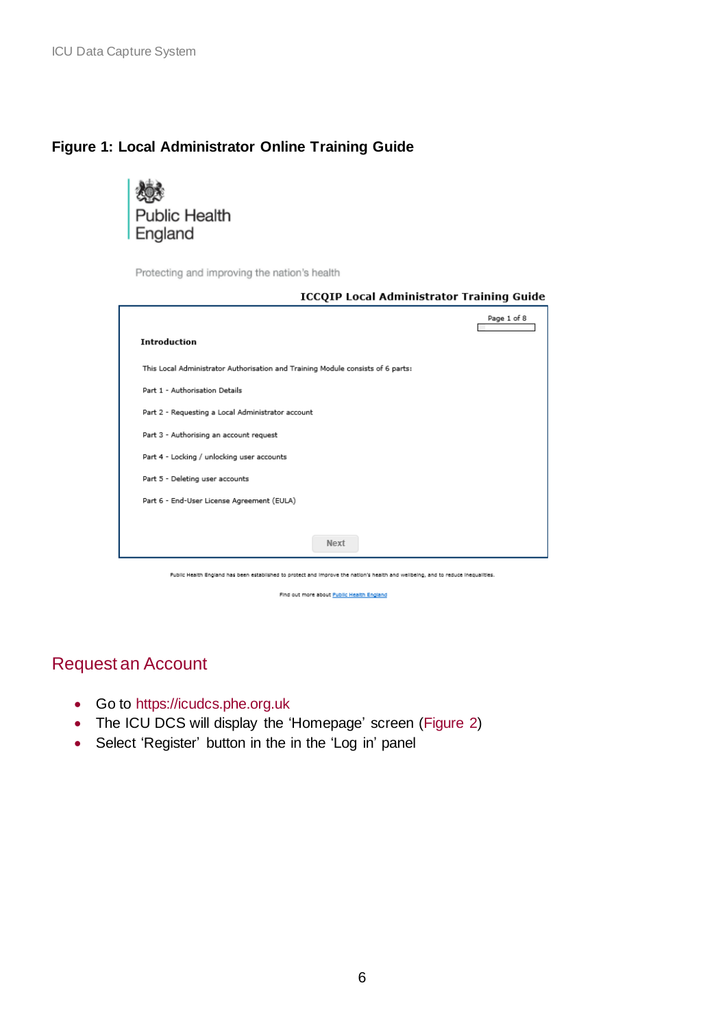**Figure 1: Local Administrator Online Training Guide**

Public Health England

Protecting and improving the nation's health

**ICCQIP Local Administrator Training Guide**

Page 1 of 8

**Introduction**

This Local Administrator Authorisation and Training Module consists of 6 parts:

Part 1 - Authorisation Details

Part 2 - Requesting a Local Administrator account

Part 3 - Authorising an account request

Part 4 - Locking / unlocking user accounts

Part 5 - Deleting user accounts

Part 6 - End-User License Agreement (EULA)

Next

Public Health England has been established to protect and improve the nation's health and wellbeing, and to reduce inequalities.

Find out more about Public Health England

## Request an Account

- Go to https://icudcs.phe.org.uk
- The ICU DCS will display the 'Homepage' screen (Figure 2)
- Select 'Register' button in the in the 'Log in' panel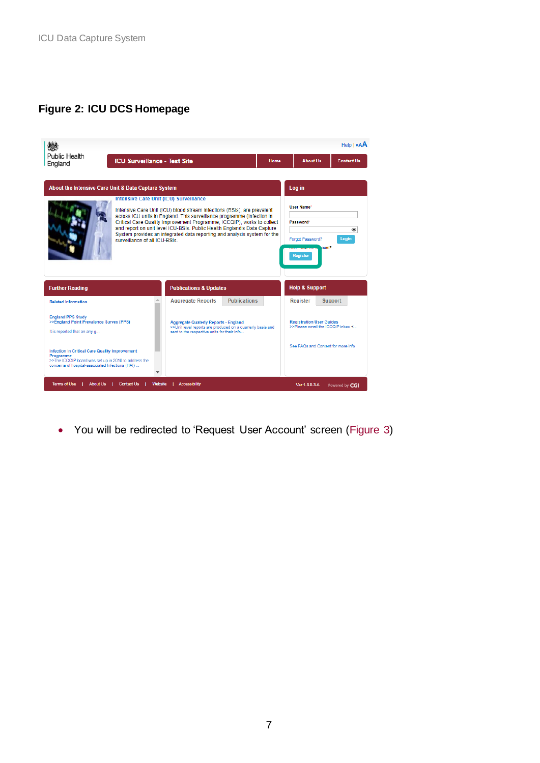**Figure 2: ICU DCS Homepage**

- You will be redirected to 'Request User Account' screen (Figure 3)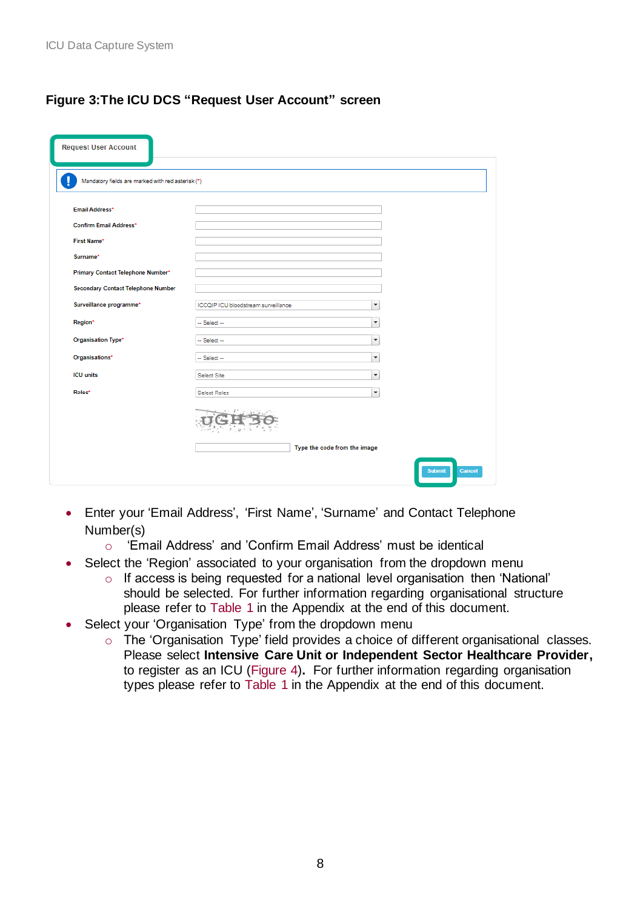### Figure 3:The ICU DCS "Request User Account" screen

Request User Account

Mandatory fields are marked with red asterisk (*)

| | |
|---|---|
| Email Address* | |
| Confirm Email Address* | |
| First Name* | |
| Surname* | |
| Primary Contact Telephone Number* | |
| Secondary Contact Telephone Number | |
| Surveillance programme* | ICCQIP ICU bloodstream surveillance |
| Region* | -- Select -- |
| Organisation Type* | -- Select -- |
| Organisations* | -- Select -- |
| ICU units | Select Site |
| Roles* | Select Roles |

Type the code from the image

Submit Cancel

- Enter your 'Email Address', 'First Name', 'Surname' and Contact Telephone Number(s)
  - 'Email Address' and 'Confirm Email Address' must be identical
- Select the 'Region' associated to your organisation from the dropdown menu
  - If access is being requested for a national level organisation then 'National' should be selected. For further information regarding organisational structure please refer to Table 1 in the Appendix at the end of this document.
- Select your 'Organisation Type' from the dropdown menu
  - The 'Organisation Type' field provides a choice of different organisational classes. Please select **Intensive Care Unit or Independent Sector Healthcare Provider,** to register as an ICU (Figure 4)**.** For further information regarding organisation types please refer to Table 1 in the Appendix at the end of this document.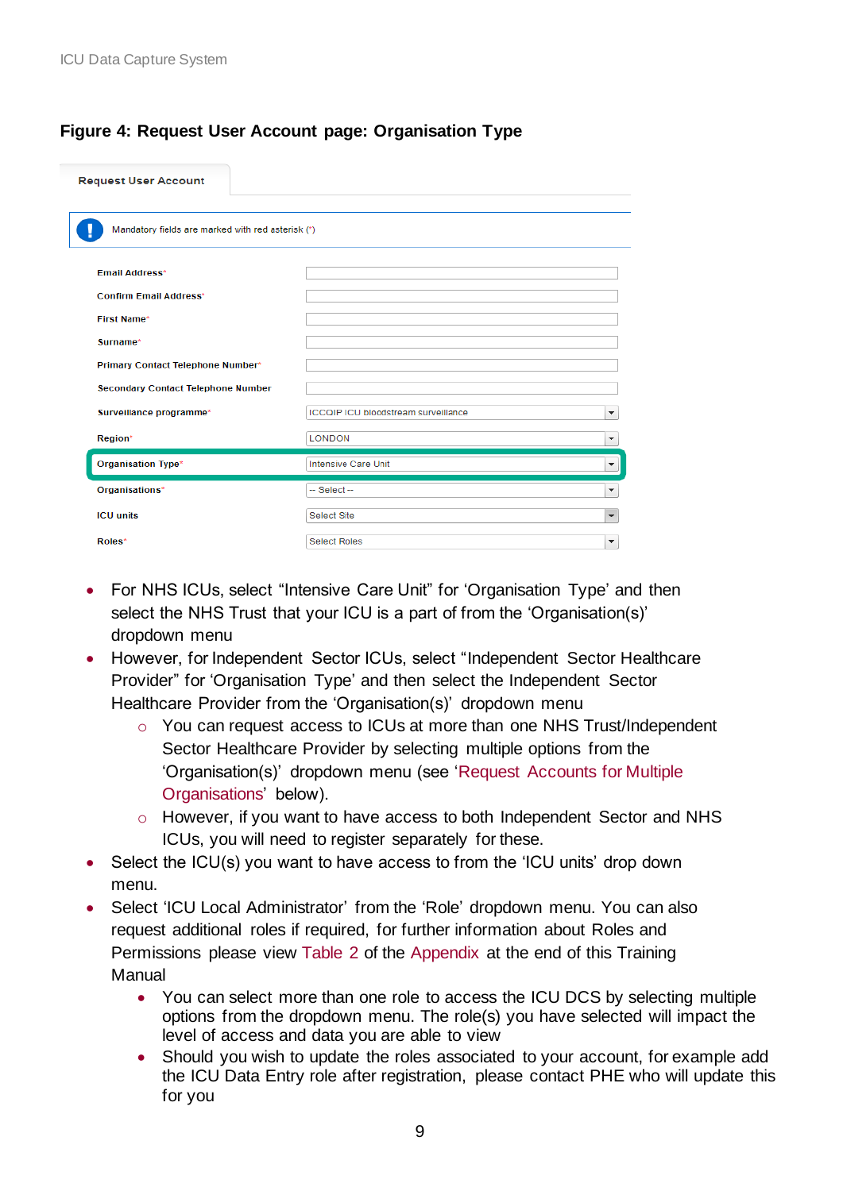**Figure 4: Request User Account page: Organisation Type**

Request User Account

Mandatory fields are marked with red asterisk (*)

| | |
|---|---|
| Email Address* | |
| Confirm Email Address* | |
| First Name* | |
| Surname* | |
| Primary Contact Telephone Number* | |
| Secondary Contact Telephone Number | |
| Surveillance programme* | ICCQIP ICU bloodstream surveillance |
| Region* | LONDON |
| Organisation Type* | Intensive Care Unit |
| Organisations* | -- Select -- |
| ICU units | Select Site |
| Roles* | Select Roles |

- For NHS ICUs, select “Intensive Care Unit” for ‘Organisation Type’ and then select the NHS Trust that your ICU is a part of from the ‘Organisation(s)’ dropdown menu
- However, for Independent Sector ICUs, select “Independent Sector Healthcare Provider” for ‘Organisation Type’ and then select the Independent Sector Healthcare Provider from the ‘Organisation(s)’ dropdown menu
    - You can request access to ICUs at more than one NHS Trust/Independent Sector Healthcare Provider by selecting multiple options from the ‘Organisation(s)’ dropdown menu (see ‘Request Accounts for Multiple Organisations’ below).
    - However, if you want to have access to both Independent Sector and NHS ICUs, you will need to register separately for these.
- Select the ICU(s) you want to have access to from the ‘ICU units’ drop down menu.
- Select ‘ICU Local Administrator’ from the ‘Role’ dropdown menu. You can also request additional roles if required, for further information about Roles and Permissions please view Table 2 of the Appendix at the end of this Training Manual
    - You can select more than one role to access the ICU DCS by selecting multiple options from the dropdown menu. The role(s) you have selected will impact the level of access and data you are able to view
    - Should you wish to update the roles associated to your account, for example add the ICU Data Entry role after registration, please contact PHE who will update this for you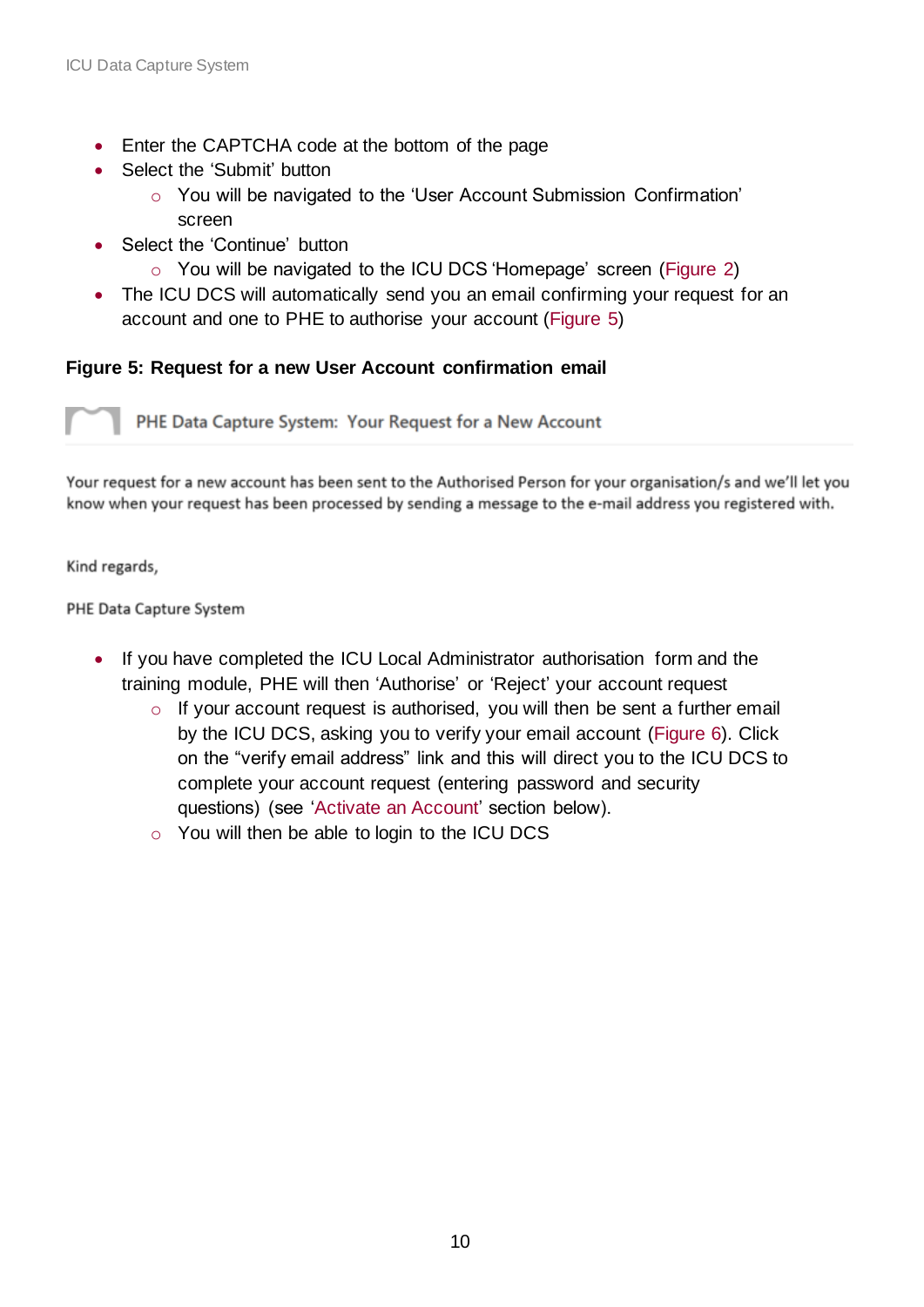- Enter the CAPTCHA code at the bottom of the page
- Select the 'Submit' button
  - You will be navigated to the 'User Account Submission Confirmation' screen
- Select the 'Continue' button
  - You will be navigated to the ICU DCS 'Homepage' screen (Figure 2)
- The ICU DCS will automatically send you an email confirming your request for an account and one to PHE to authorise your account (Figure 5)

**Figure 5: Request for a new User Account confirmation email**

PHE Data Capture System: Your Request for a New Account

Your request for a new account has been sent to the Authorised Person for your organisation/s and we'll let you know when your request has been processed by sending a message to the e-mail address you registered with.

Kind regards,

PHE Data Capture System

- If you have completed the ICU Local Administrator authorisation form and the training module, PHE will then 'Authorise' or 'Reject' your account request
  - If your account request is authorised, you will then be sent a further email by the ICU DCS, asking you to verify your email account (Figure 6). Click on the "verify email address" link and this will direct you to the ICU DCS to complete your account request (entering password and security questions) (see 'Activate an Account' section below).
  - You will then be able to login to the ICU DCS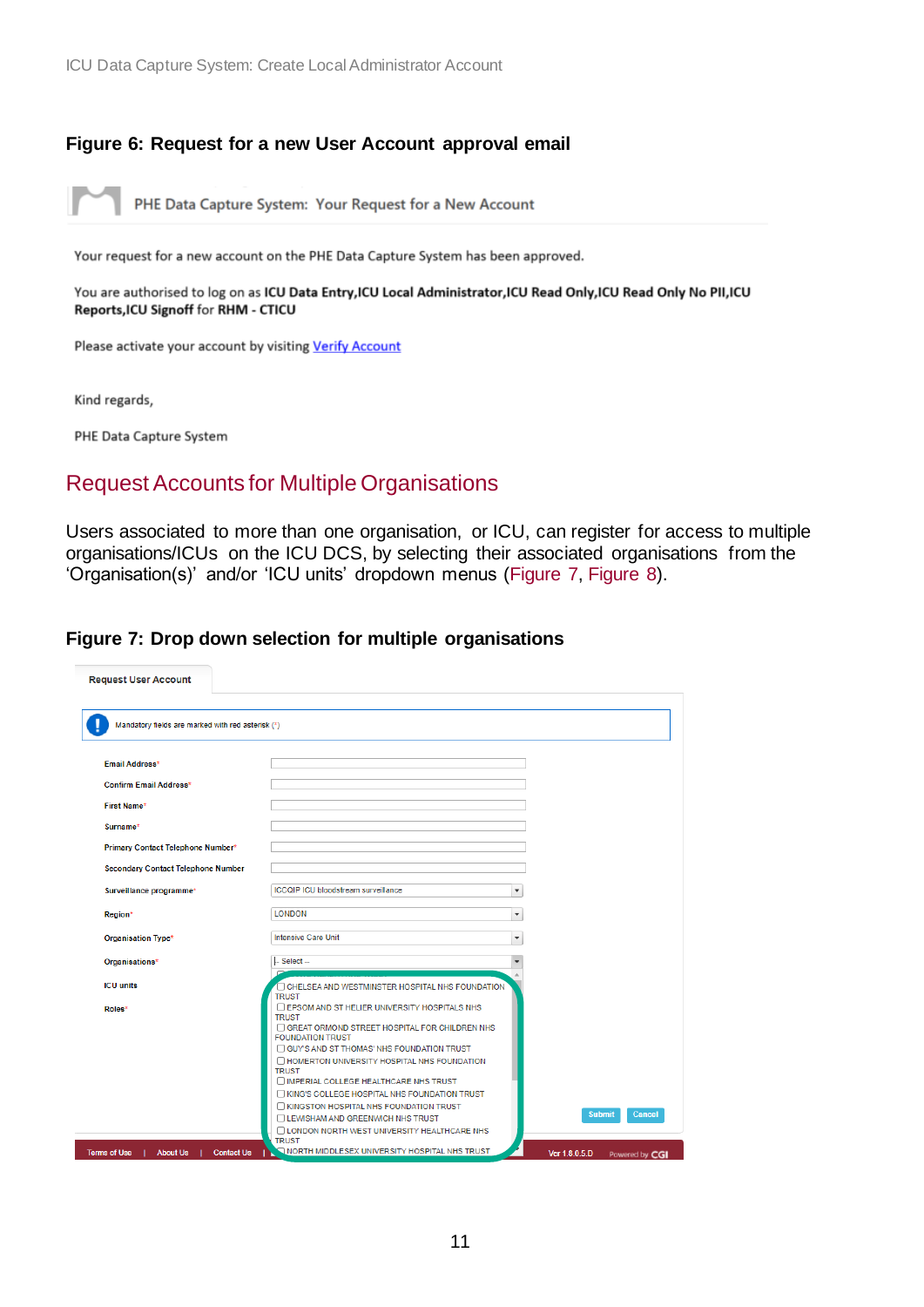**Figure 6: Request for a new User Account approval email**

PHE Data Capture System: Your Request for a New Account

Your request for a new account on the PHE Data Capture System has been approved.

You are authorised to log on as **ICU Data Entry,ICU Local Administrator,ICU Read Only,ICU Read Only No PII,ICU Reports,ICU Signoff** for **RHM - CTICU**

Please activate your account by visiting Verify Account

Kind regards,

PHE Data Capture System

## Request Accounts for Multiple Organisations

Users associated to more than one organisation, or ICU, can register for access to multiple organisations/ICUs on the ICU DCS, by selecting their associated organisations from the 'Organisation(s)' and/or 'ICU units' dropdown menus (Figure 7, Figure 8).

**Figure 7: Drop down selection for multiple organisations**

Request User Account

Mandatory fields are marked with red asterisk (*)

| | |
|---|---|
| Email Address* | |
| Confirm Email Address* | |
| First Name* | |
| Surname* | |
| Primary Contact Telephone Number* | |
| Secondary Contact Telephone Number | |
| Surveillance programme* | ICCQIP ICU bloodstream surveillance |
| Region* | LONDON |
| Organisation Type* | Intensive Care Unit |
| Organisations* | -- Select -- |
| ICU units | |
| Roles* | |

- CHELSEA AND WESTMINSTER HOSPITAL NHS FOUNDATION TRUST
- EPSOM AND ST HELIER UNIVERSITY HOSPITALS NHS TRUST
- GREAT ORMOND STREET HOSPITAL FOR CHILDREN NHS FOUNDATION TRUST
- GUY'S AND ST THOMAS' NHS FOUNDATION TRUST
- HOMERTON UNIVERSITY HOSPITAL NHS FOUNDATION TRUST
- IMPERIAL COLLEGE HEALTHCARE NHS TRUST
- KING'S COLLEGE HOSPITAL NHS FOUNDATION TRUST
- KINGSTON HOSPITAL NHS FOUNDATION TRUST
- LEWISHAM AND GREENWICH NHS TRUST
- LONDON NORTH WEST UNIVERSITY HEALTHCARE NHS TRUST
- NORTH MIDDLESEX UNIVERSITY HOSPITAL NHS TRUST

Submit | Cancel

Terms of Use | About Us | Contact Us | Ver 1.8.0.5.D Powered by CGI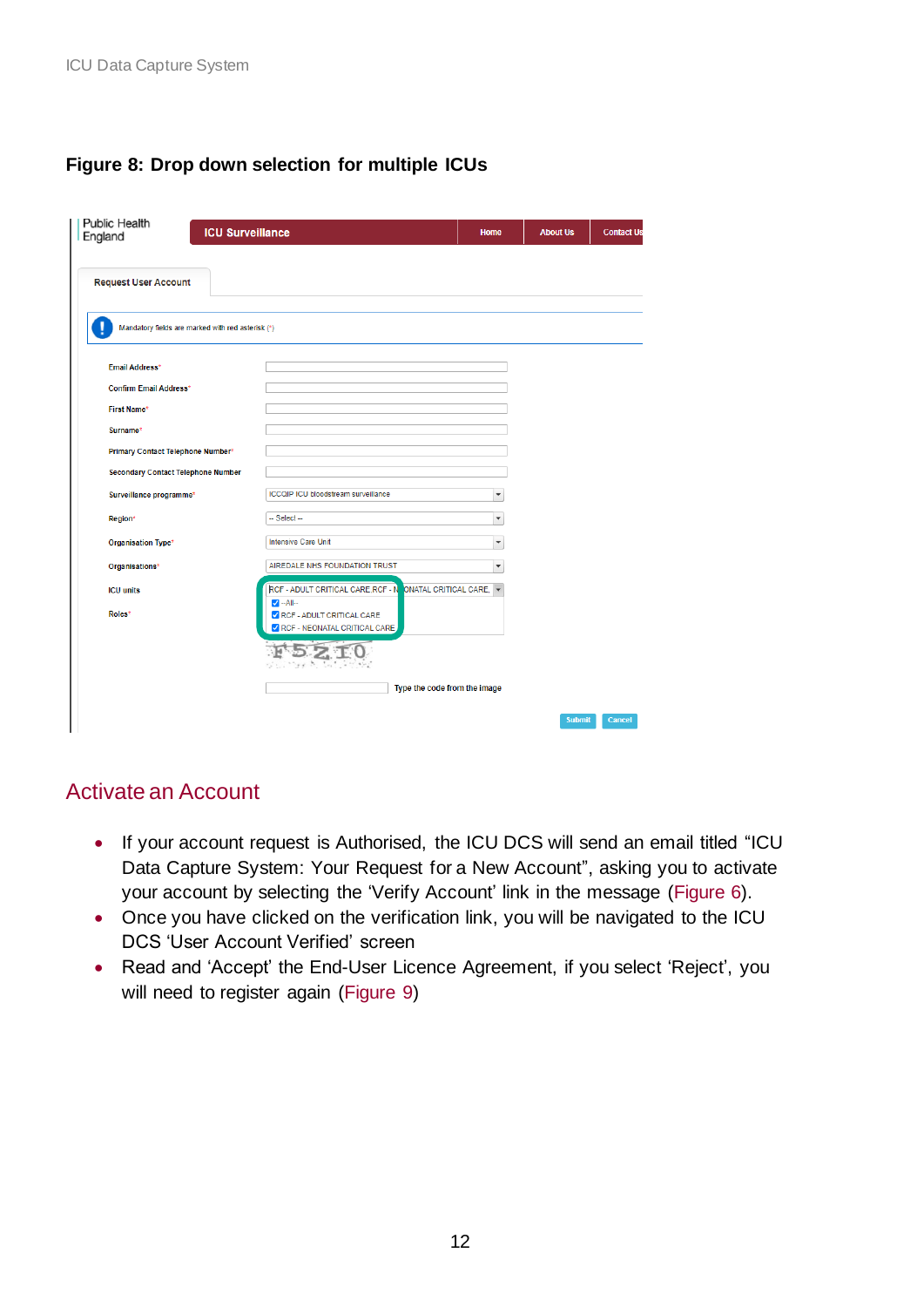**Figure 8: Drop down selection for multiple ICUs**

Public Health England

ICU Surveillance | Home | About Us | Contact Us

Request User Account

Mandatory fields are marked with red asterisk (*)

Email Address*

Confirm Email Address*

First Name*

Surname*

Primary Contact Telephone Number*

Secondary Contact Telephone Number

Surveillance programme* — ICCQIP ICU bloodstream surveillance

Region* — -- Select --

Organisation Type* — Intensive Care Unit

Organisations* — AIREDALE NHS FOUNDATION TRUST

ICU units — RCF - ADULT CRITICAL CARE,RCF - NEONATAL CRITICAL CARE,

- --All--
- RCF - ADULT CRITICAL CARE
- RCF - NEONATAL CRITICAL CARE

Roles*

Type the code from the image

Submit | Cancel

## Activate an Account

- If your account request is Authorised, the ICU DCS will send an email titled "ICU Data Capture System: Your Request for a New Account", asking you to activate your account by selecting the 'Verify Account' link in the message (Figure 6).
- Once you have clicked on the verification link, you will be navigated to the ICU DCS 'User Account Verified' screen
- Read and 'Accept' the End-User Licence Agreement, if you select 'Reject', you will need to register again (Figure 9)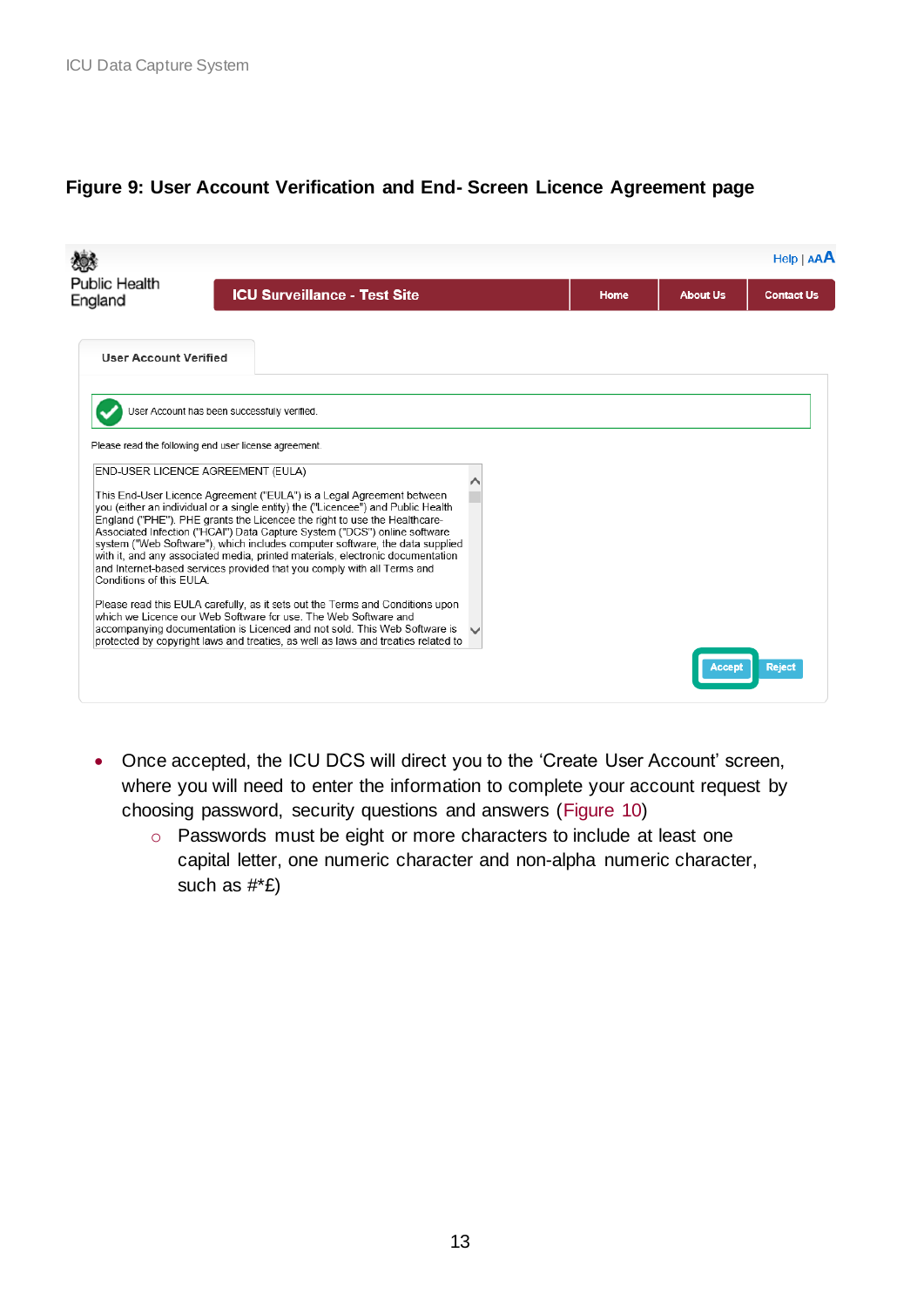**Figure 9: User Account Verification and End- Screen Licence Agreement page**

- Once accepted, the ICU DCS will direct you to the 'Create User Account' screen, where you will need to enter the information to complete your account request by choosing password, security questions and answers (Figure 10)
  - Passwords must be eight or more characters to include at least one capital letter, one numeric character and non-alpha numeric character, such as #*£)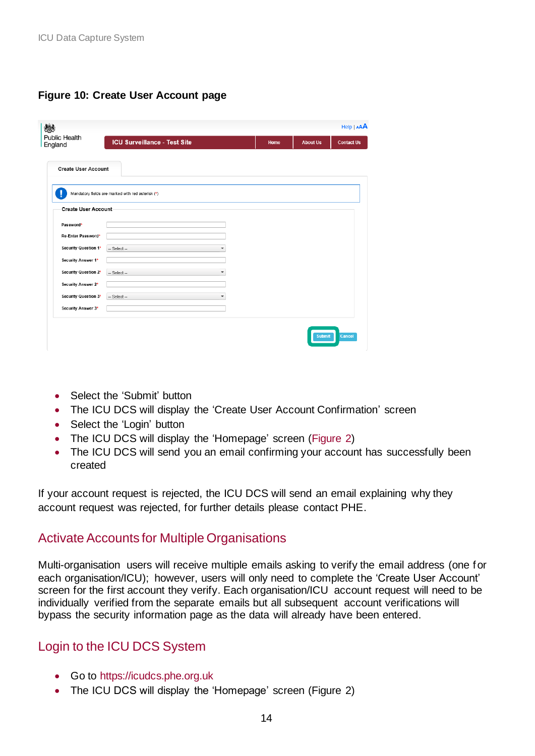**Figure 10: Create User Account page**

- Select the 'Submit' button
- The ICU DCS will display the 'Create User Account Confirmation' screen
- Select the 'Login' button
- The ICU DCS will display the 'Homepage' screen (Figure 2)
- The ICU DCS will send you an email confirming your account has successfully been created

If your account request is rejected, the ICU DCS will send an email explaining why they account request was rejected, for further details please contact PHE.

## Activate Accounts for Multiple Organisations

Multi-organisation users will receive multiple emails asking to verify the email address (one for each organisation/ICU); however, users will only need to complete the 'Create User Account' screen for the first account they verify. Each organisation/ICU account request will need to be individually verified from the separate emails but all subsequent account verifications will bypass the security information page as the data will already have been entered.

## Login to the ICU DCS System

- Go to https://icudcs.phe.org.uk
- The ICU DCS will display the 'Homepage' screen (Figure 2)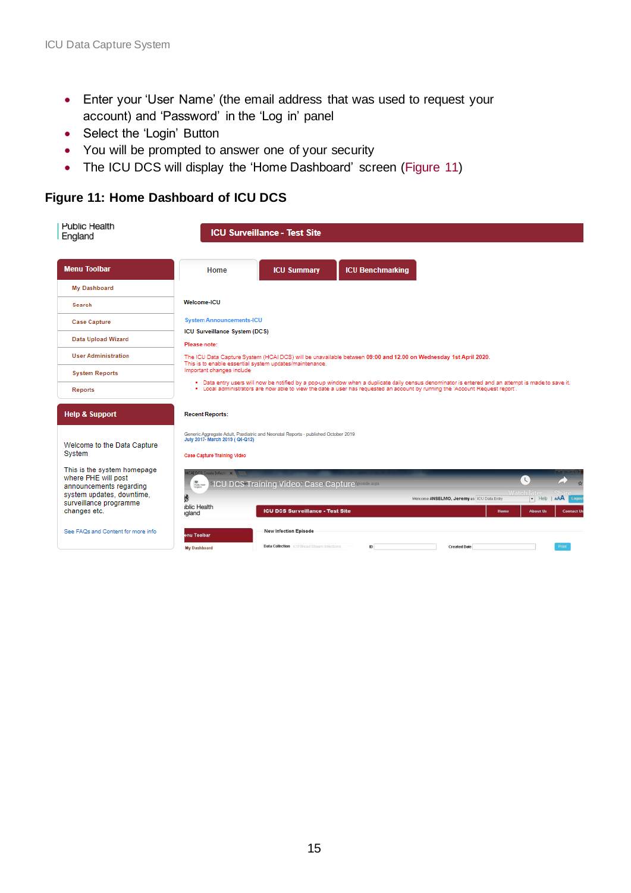- Enter your 'User Name' (the email address that was used to request your account) and 'Password' in the 'Log in' panel
- Select the 'Login' Button
- You will be prompted to answer one of your security
- The ICU DCS will display the 'Home Dashboard' screen (Figure 11)

**Figure 11: Home Dashboard of ICU DCS**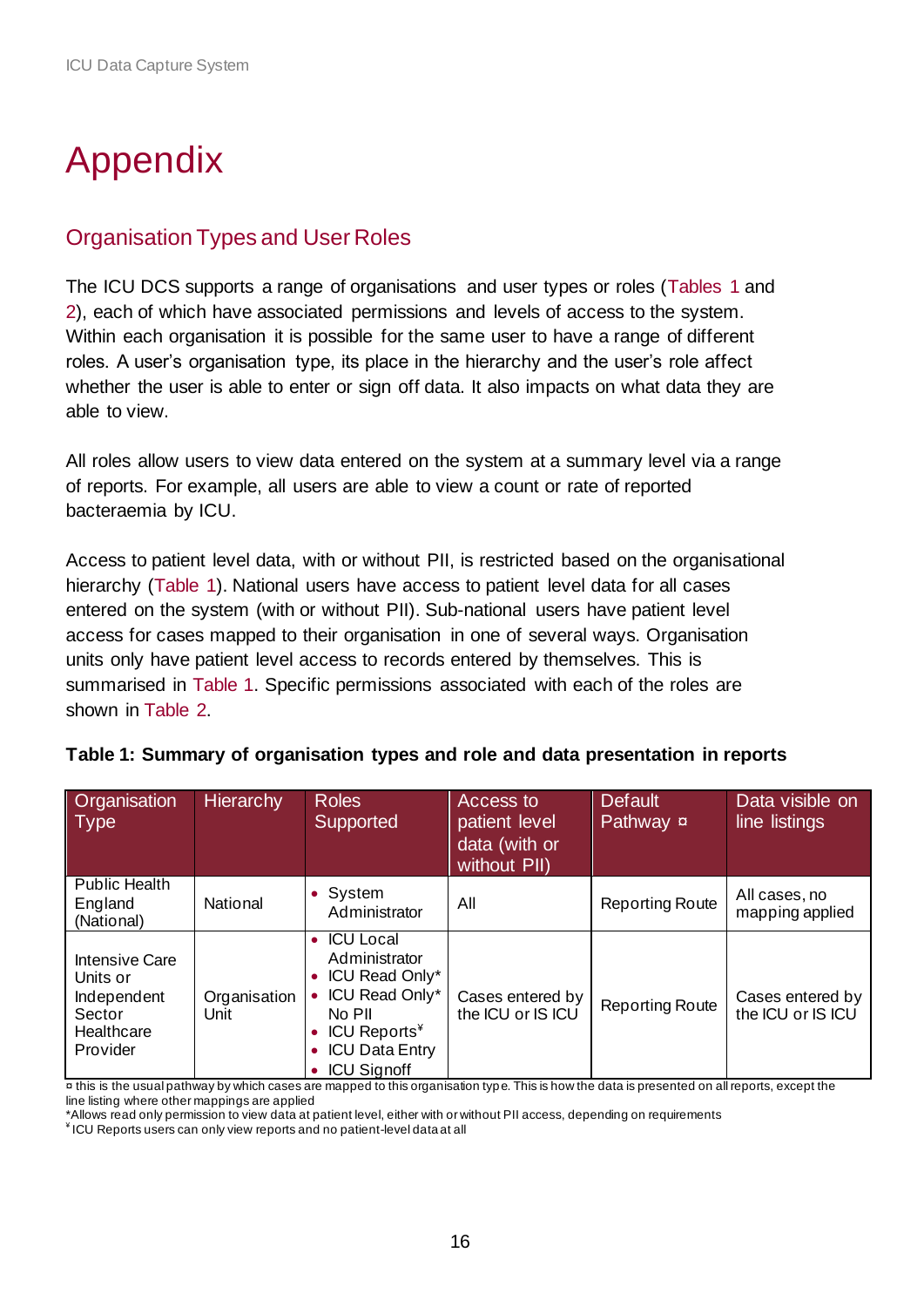# Appendix

## Organisation Types and User Roles

The ICU DCS supports a range of organisations and user types or roles (Tables 1 and 2), each of which have associated permissions and levels of access to the system. Within each organisation it is possible for the same user to have a range of different roles. A user's organisation type, its place in the hierarchy and the user's role affect whether the user is able to enter or sign off data. It also impacts on what data they are able to view.

All roles allow users to view data entered on the system at a summary level via a range of reports. For example, all users are able to view a count or rate of reported bacteraemia by ICU.

Access to patient level data, with or without PII, is restricted based on the organisational hierarchy (Table 1). National users have access to patient level data for all cases entered on the system (with or without PII). Sub-national users have patient level access for cases mapped to their organisation in one of several ways. Organisation units only have patient level access to records entered by themselves. This is summarised in Table 1. Specific permissions associated with each of the roles are shown in Table 2.

**Table 1: Summary of organisation types and role and data presentation in reports**

| Organisation Type | Hierarchy | Roles Supported | Access to patient level data (with or without PII) | Default Pathway ¤ | Data visible on line listings |
|---|---|---|---|---|---|
| Public Health England (National) | National | • System Administrator | All | Reporting Route | All cases, no mapping applied |
| Intensive Care Units or Independent Sector Healthcare Provider | Organisation Unit | • ICU Local Administrator<br>• ICU Read Only*<br>• ICU Read Only* No PII<br>• ICU Reports[¥]<br>• ICU Data Entry<br>• ICU Signoff | Cases entered by the ICU or IS ICU | Reporting Route | Cases entered by the ICU or IS ICU |

¤ this is the usual pathway by which cases are mapped to this organisation type. This is how the data is presented on all reports, except the line listing where other mappings are applied

*Allows read only permission to view data at patient level, either with or without PII access, depending on requirements

[¥] ICU Reports users can only view reports and no patient-level data at all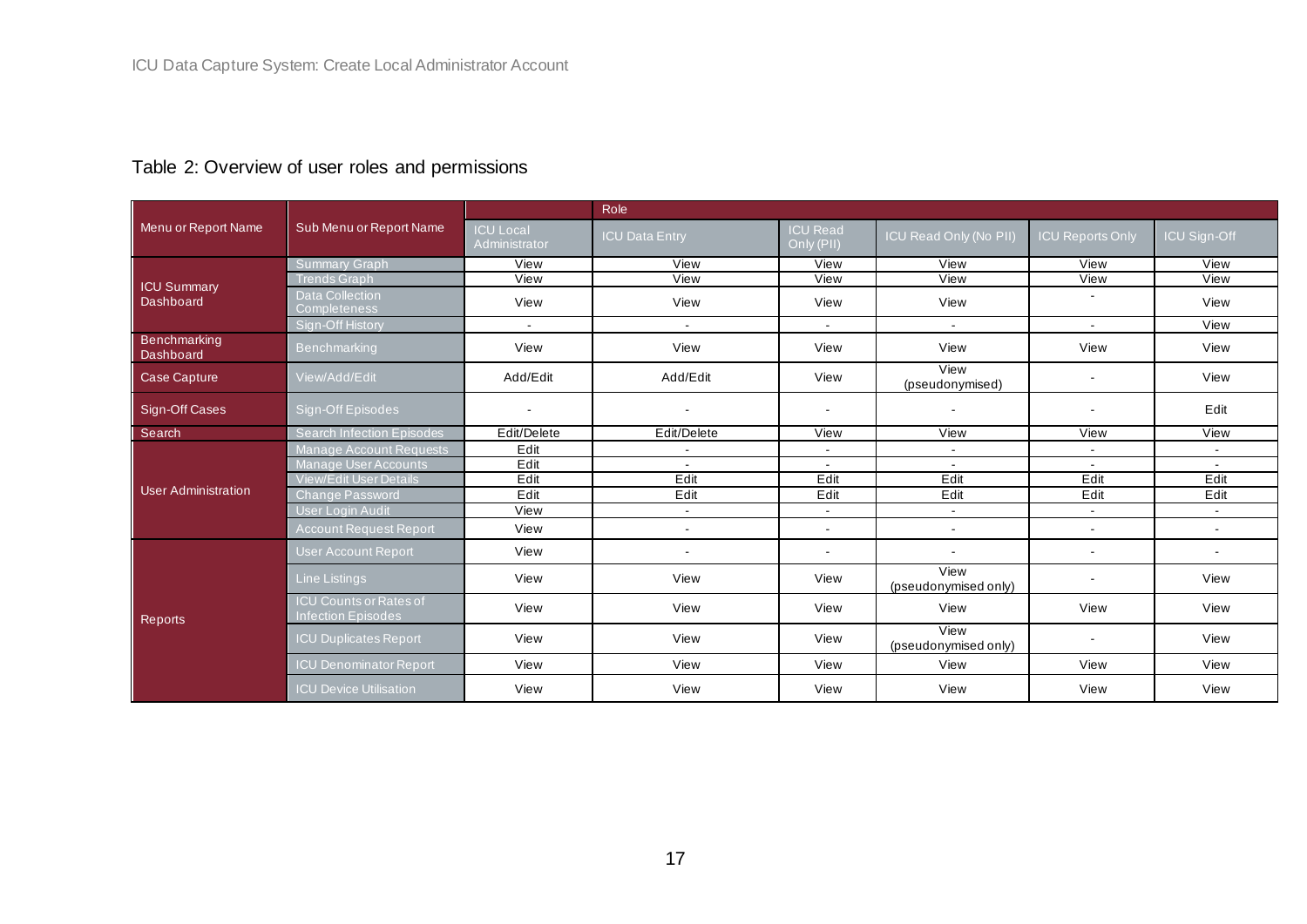## Table 2: Overview of user roles and permissions

| Menu or Report Name | Sub Menu or Report Name | Role | | | | | |
|---|---|---|---|---|---|---|---|
| | | ICU Local Administrator | ICU Data Entry | ICU Read Only (PII) | ICU Read Only (No PII) | ICU Reports Only | ICU Sign-Off |
| ICU Summary Dashboard | Summary Graph | View | View | View | View | View | View |
| | Trends Graph | View | View | View | View | View | View |
| | Data Collection Completeness | View | View | View | View | - | View |
| | Sign-Off History | - | - | - | - | - | View |
| Benchmarking Dashboard | Benchmarking | View | View | View | View | View | View |
| Case Capture | View/Add/Edit | Add/Edit | Add/Edit | View | View (pseudonymised) | - | View |
| Sign-Off Cases | Sign-Off Episodes | - | - | - | - | - | Edit |
| Search | Search Infection Episodes | Edit/Delete | Edit/Delete | View | View | View | View |
| User Administration | Manage Account Requests | Edit | - | - | - | - | - |
| | Manage User Accounts | Edit | - | - | - | - | - |
| | View/Edit User Details | Edit | Edit | Edit | Edit | Edit | Edit |
| | Change Password | Edit | Edit | Edit | Edit | Edit | Edit |
| | User Login Audit | View | - | - | - | - | - |
| | Account Request Report | View | - | - | - | - | - |
| Reports | User Account Report | View | - | - | - | - | - |
| | Line Listings | View | View | View | View (pseudonymised only) | - | View |
| | ICU Counts or Rates of Infection Episodes | View | View | View | View | View | View |
| | ICU Duplicates Report | View | View | View | View (pseudonymised only) | - | View |
| | ICU Denominator Report | View | View | View | View | View | View |
| | ICU Device Utilisation | View | View | View | View | View | View |